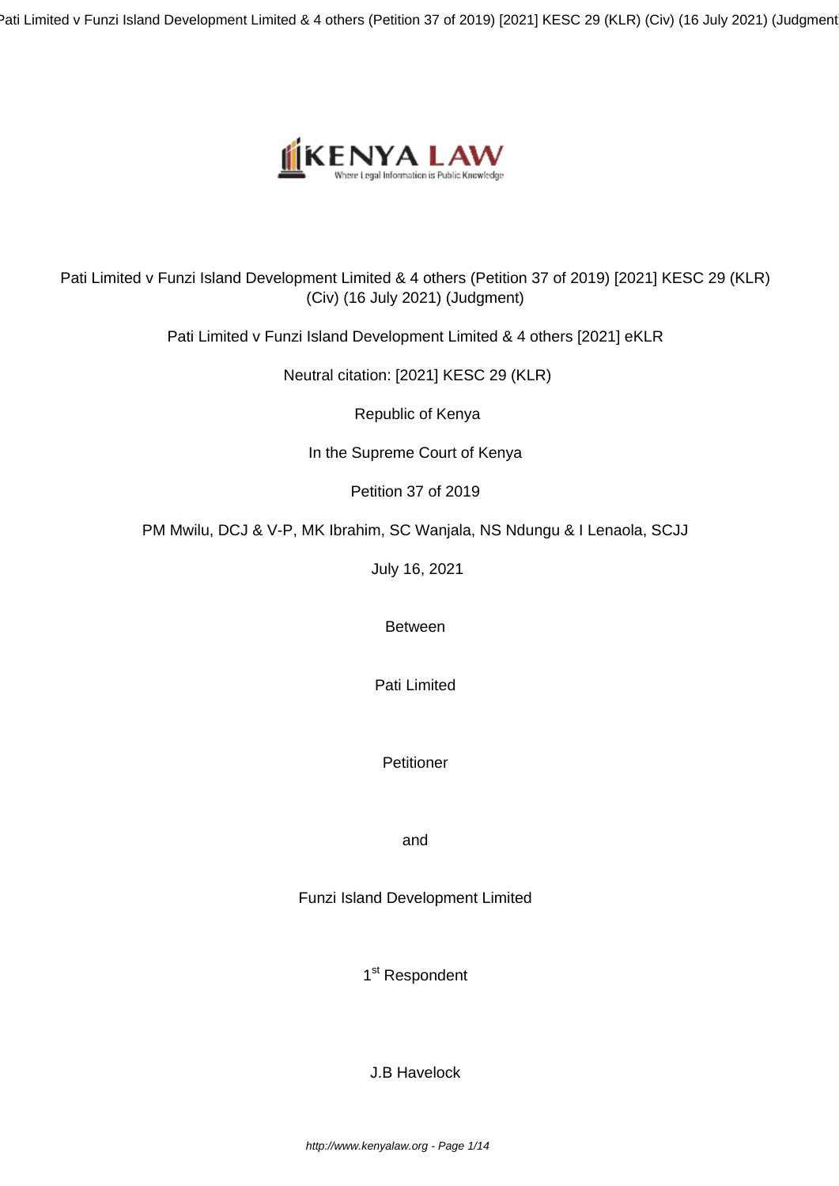Pati Limited v Funzi Island Development Limited & 4 others (Petition 37 of 2019) [2021] KESC 29 (KLR) (Civ) (16 July 2021) (Judgment)

Pati Limited v Funzi Island Development Limited & 4 others [2021] eKLR

Neutral citation: [2021] KESC 29 (KLR)

Republic of Kenya

In the Supreme Court of Kenya

Petition 37 of 2019

PM Mwilu, DCJ & V-P, MK Ibrahim, SC Wanjala, NS Ndungu & I Lenaola, SCJJ

July 16, 2021

Between

Pati Limited

Petitioner

and

Funzi Island Development Limited

1st Respondent

J.B Havelock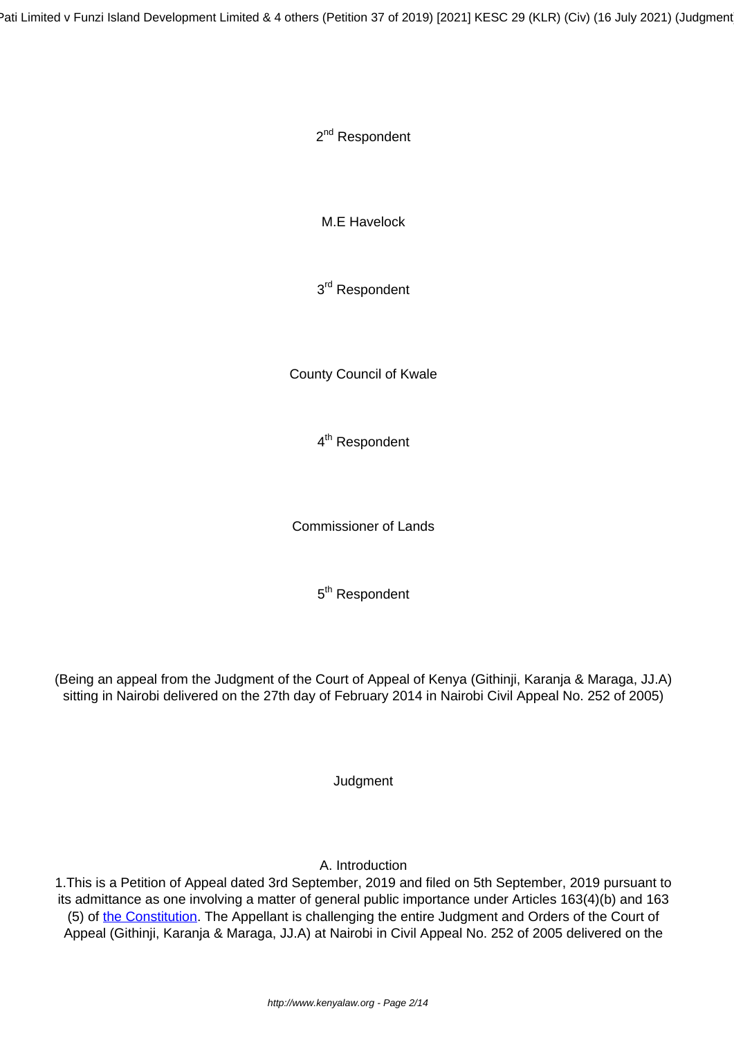2nd Respondent

M.E Havelock

3rd Respondent

County Council of Kwale

4th Respondent

Commissioner of Lands

5th Respondent

(Being an appeal from the Judgment of the Court of Appeal of Kenya (Githinji, Karanja & Maraga, JJ.A) sitting in Nairobi delivered on the 27th day of February 2014 in Nairobi Civil Appeal No. 252 of 2005)

Judgment

## A. Introduction

1.This is a Petition of Appeal dated 3rd September, 2019 and filed on 5th September, 2019 pursuant to its admittance as one involving a matter of general public importance under Articles 163(4)(b) and 163 (5) of [the Constitution](#). The Appellant is challenging the entire Judgment and Orders of the Court of Appeal (Githinji, Karanja & Maraga, JJ.A) at Nairobi in Civil Appeal No. 252 of 2005 delivered on the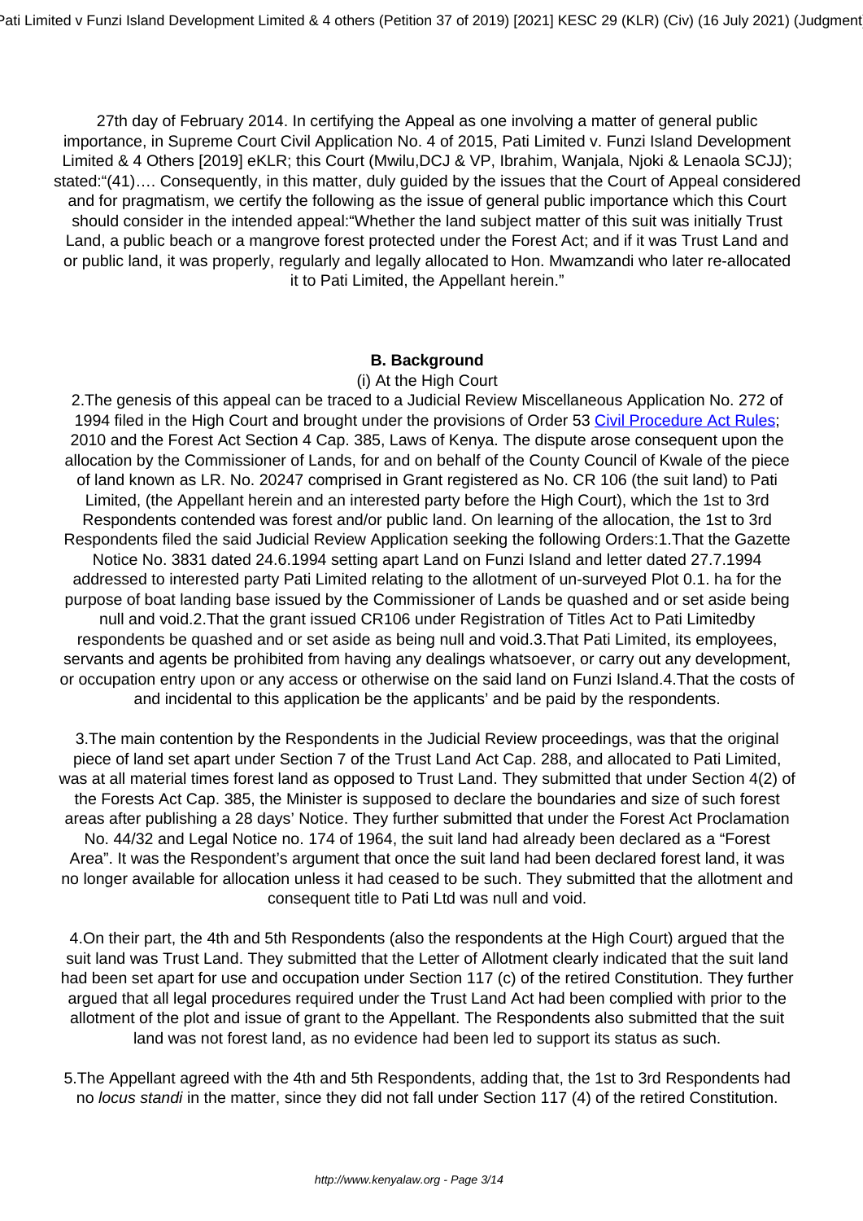27th day of February 2014. In certifying the Appeal as one involving a matter of general public importance, in Supreme Court Civil Application No. 4 of 2015, Pati Limited v. Funzi Island Development Limited & 4 Others [2019] eKLR; this Court (Mwilu,DCJ & VP, Ibrahim, Wanjala, Njoki & Lenaola SCJJ); stated:"(41)…. Consequently, in this matter, duly guided by the issues that the Court of Appeal considered and for pragmatism, we certify the following as the issue of general public importance which this Court should consider in the intended appeal:"Whether the land subject matter of this suit was initially Trust Land, a public beach or a mangrove forest protected under the Forest Act; and if it was Trust Land and or public land, it was properly, regularly and legally allocated to Hon. Mwamzandi who later re-allocated it to Pati Limited, the Appellant herein."

**B. Background**

(i) At the High Court

2.The genesis of this appeal can be traced to a Judicial Review Miscellaneous Application No. 272 of 1994 filed in the High Court and brought under the provisions of Order 53 Civil Procedure Act Rules; 2010 and the Forest Act Section 4 Cap. 385, Laws of Kenya. The dispute arose consequent upon the allocation by the Commissioner of Lands, for and on behalf of the County Council of Kwale of the piece of land known as LR. No. 20247 comprised in Grant registered as No. CR 106 (the suit land) to Pati Limited, (the Appellant herein and an interested party before the High Court), which the 1st to 3rd Respondents contended was forest and/or public land. On learning of the allocation, the 1st to 3rd Respondents filed the said Judicial Review Application seeking the following Orders:1.That the Gazette Notice No. 3831 dated 24.6.1994 setting apart Land on Funzi Island and letter dated 27.7.1994 addressed to interested party Pati Limited relating to the allotment of un-surveyed Plot 0.1. ha for the purpose of boat landing base issued by the Commissioner of Lands be quashed and or set aside being null and void.2.That the grant issued CR106 under Registration of Titles Act to Pati Limitedby respondents be quashed and or set aside as being null and void.3.That Pati Limited, its employees, servants and agents be prohibited from having any dealings whatsoever, or carry out any development, or occupation entry upon or any access or otherwise on the said land on Funzi Island.4.That the costs of and incidental to this application be the applicants' and be paid by the respondents.

3.The main contention by the Respondents in the Judicial Review proceedings, was that the original piece of land set apart under Section 7 of the Trust Land Act Cap. 288, and allocated to Pati Limited, was at all material times forest land as opposed to Trust Land. They submitted that under Section 4(2) of the Forests Act Cap. 385, the Minister is supposed to declare the boundaries and size of such forest areas after publishing a 28 days' Notice. They further submitted that under the Forest Act Proclamation No. 44/32 and Legal Notice no. 174 of 1964, the suit land had already been declared as a "Forest Area". It was the Respondent's argument that once the suit land had been declared forest land, it was no longer available for allocation unless it had ceased to be such. They submitted that the allotment and consequent title to Pati Ltd was null and void.

4.On their part, the 4th and 5th Respondents (also the respondents at the High Court) argued that the suit land was Trust Land. They submitted that the Letter of Allotment clearly indicated that the suit land had been set apart for use and occupation under Section 117 (c) of the retired Constitution. They further argued that all legal procedures required under the Trust Land Act had been complied with prior to the allotment of the plot and issue of grant to the Appellant. The Respondents also submitted that the suit land was not forest land, as no evidence had been led to support its status as such.

5.The Appellant agreed with the 4th and 5th Respondents, adding that, the 1st to 3rd Respondents had no *locus standi* in the matter, since they did not fall under Section 117 (4) of the retired Constitution.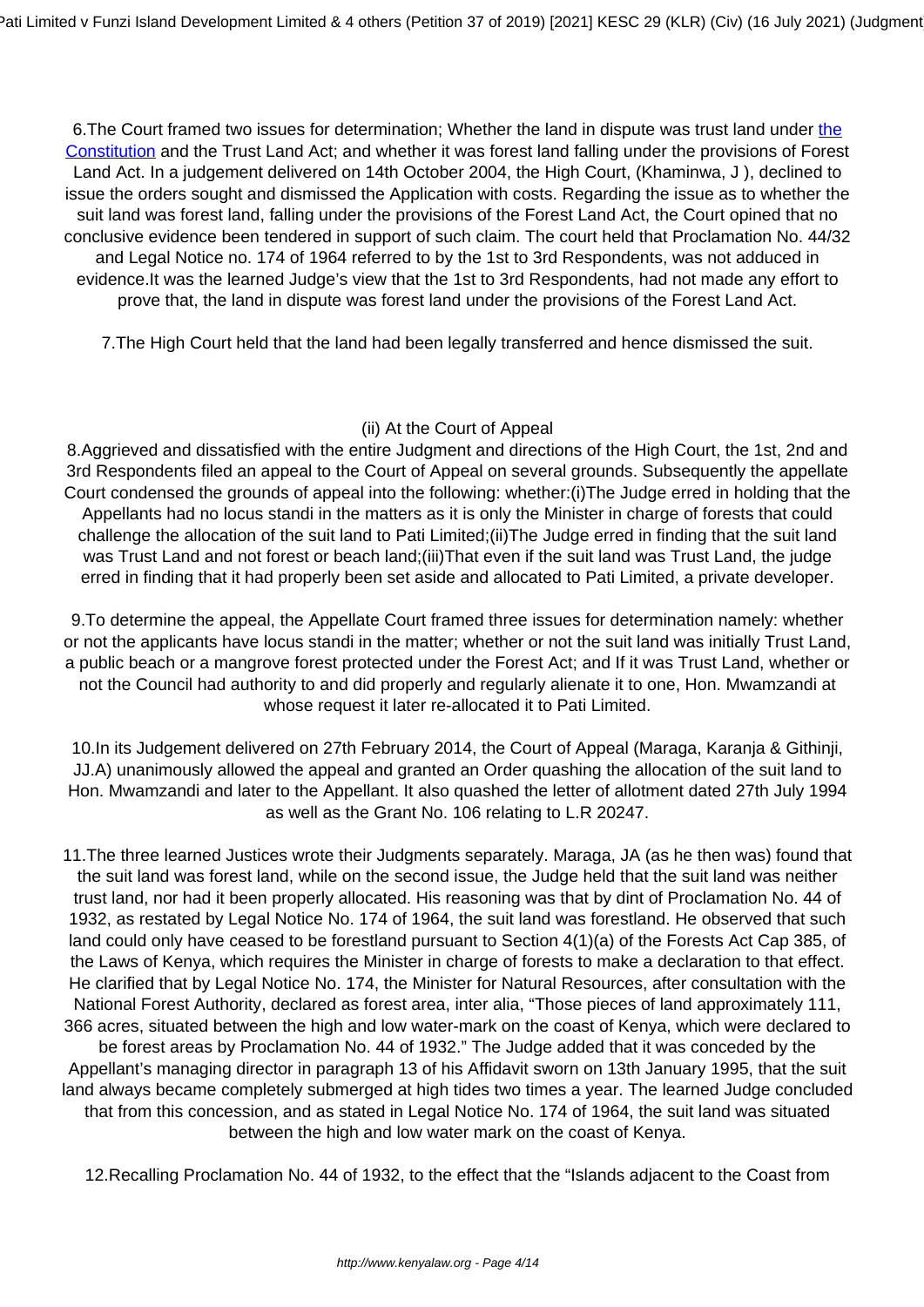6.The Court framed two issues for determination; Whether the land in dispute was trust land under the Constitution and the Trust Land Act; and whether it was forest land falling under the provisions of Forest Land Act. In a judgement delivered on 14th October 2004, the High Court, (Khaminwa, J ), declined to issue the orders sought and dismissed the Application with costs. Regarding the issue as to whether the suit land was forest land, falling under the provisions of the Forest Land Act, the Court opined that no conclusive evidence been tendered in support of such claim. The court held that Proclamation No. 44/32 and Legal Notice no. 174 of 1964 referred to by the 1st to 3rd Respondents, was not adduced in evidence.It was the learned Judge's view that the 1st to 3rd Respondents, had not made any effort to prove that, the land in dispute was forest land under the provisions of the Forest Land Act.

7.The High Court held that the land had been legally transferred and hence dismissed the suit.

(ii) At the Court of Appeal

8.Aggrieved and dissatisfied with the entire Judgment and directions of the High Court, the 1st, 2nd and 3rd Respondents filed an appeal to the Court of Appeal on several grounds. Subsequently the appellate Court condensed the grounds of appeal into the following: whether:(i)The Judge erred in holding that the Appellants had no locus standi in the matters as it is only the Minister in charge of forests that could challenge the allocation of the suit land to Pati Limited;(ii)The Judge erred in finding that the suit land was Trust Land and not forest or beach land;(iii)That even if the suit land was Trust Land, the judge erred in finding that it had properly been set aside and allocated to Pati Limited, a private developer.

9.To determine the appeal, the Appellate Court framed three issues for determination namely: whether or not the applicants have locus standi in the matter; whether or not the suit land was initially Trust Land, a public beach or a mangrove forest protected under the Forest Act; and If it was Trust Land, whether or not the Council had authority to and did properly and regularly alienate it to one, Hon. Mwamzandi at whose request it later re-allocated it to Pati Limited.

10.In its Judgement delivered on 27th February 2014, the Court of Appeal (Maraga, Karanja & Githinji, JJ.A) unanimously allowed the appeal and granted an Order quashing the allocation of the suit land to Hon. Mwamzandi and later to the Appellant. It also quashed the letter of allotment dated 27th July 1994 as well as the Grant No. 106 relating to L.R 20247.

11.The three learned Justices wrote their Judgments separately. Maraga, JA (as he then was) found that the suit land was forest land, while on the second issue, the Judge held that the suit land was neither trust land, nor had it been properly allocated. His reasoning was that by dint of Proclamation No. 44 of 1932, as restated by Legal Notice No. 174 of 1964, the suit land was forestland. He observed that such land could only have ceased to be forestland pursuant to Section 4(1)(a) of the Forests Act Cap 385, of the Laws of Kenya, which requires the Minister in charge of forests to make a declaration to that effect. He clarified that by Legal Notice No. 174, the Minister for Natural Resources, after consultation with the National Forest Authority, declared as forest area, inter alia, "Those pieces of land approximately 111, 366 acres, situated between the high and low water-mark on the coast of Kenya, which were declared to be forest areas by Proclamation No. 44 of 1932." The Judge added that it was conceded by the Appellant's managing director in paragraph 13 of his Affidavit sworn on 13th January 1995, that the suit land always became completely submerged at high tides two times a year. The learned Judge concluded that from this concession, and as stated in Legal Notice No. 174 of 1964, the suit land was situated between the high and low water mark on the coast of Kenya.

12.Recalling Proclamation No. 44 of 1932, to the effect that the "Islands adjacent to the Coast from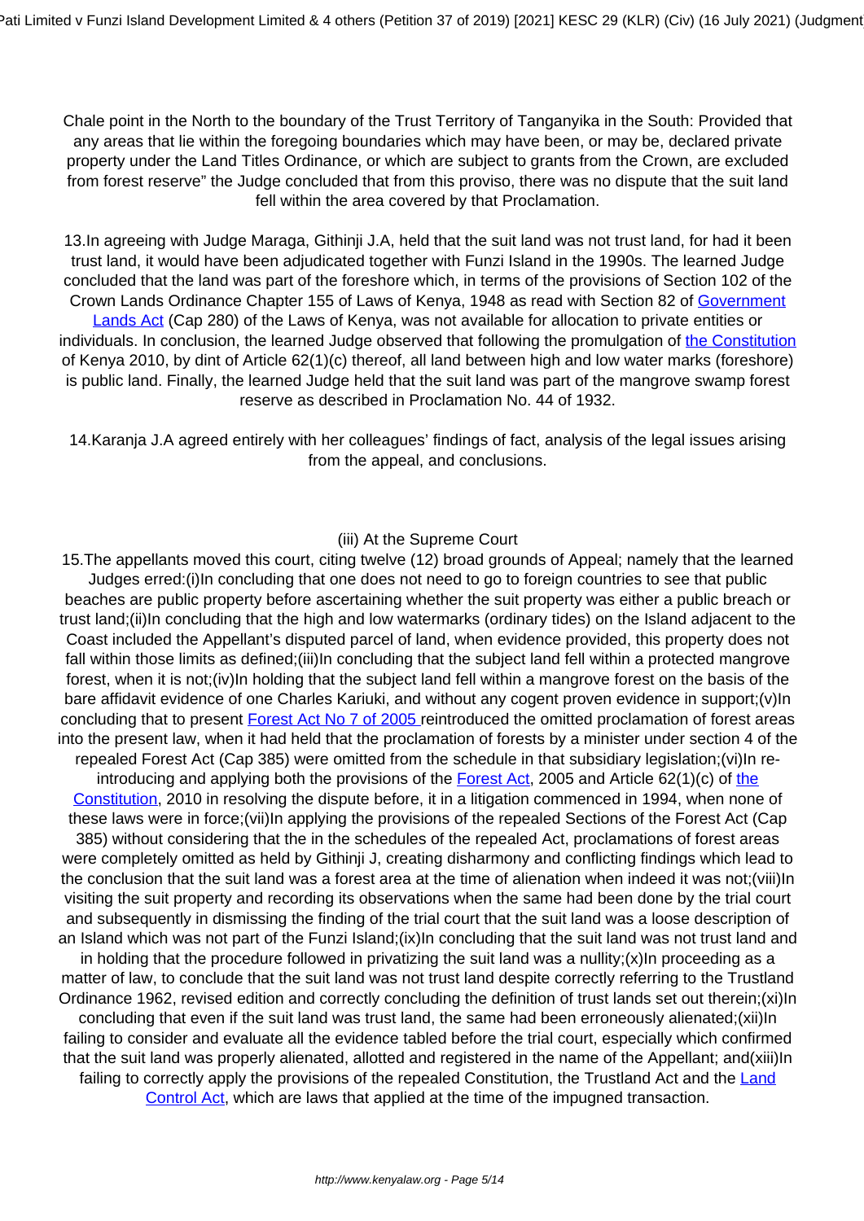Chale point in the North to the boundary of the Trust Territory of Tanganyika in the South: Provided that any areas that lie within the foregoing boundaries which may have been, or may be, declared private property under the Land Titles Ordinance, or which are subject to grants from the Crown, are excluded from forest reserve" the Judge concluded that from this proviso, there was no dispute that the suit land fell within the area covered by that Proclamation.

13.In agreeing with Judge Maraga, Githinji J.A, held that the suit land was not trust land, for had it been trust land, it would have been adjudicated together with Funzi Island in the 1990s. The learned Judge concluded that the land was part of the foreshore which, in terms of the provisions of Section 102 of the Crown Lands Ordinance Chapter 155 of Laws of Kenya, 1948 as read with Section 82 of Government Lands Act (Cap 280) of the Laws of Kenya, was not available for allocation to private entities or individuals. In conclusion, the learned Judge observed that following the promulgation of the Constitution of Kenya 2010, by dint of Article 62(1)(c) thereof, all land between high and low water marks (foreshore) is public land. Finally, the learned Judge held that the suit land was part of the mangrove swamp forest reserve as described in Proclamation No. 44 of 1932.

14.Karanja J.A agreed entirely with her colleagues' findings of fact, analysis of the legal issues arising from the appeal, and conclusions.

### (iii) At the Supreme Court

15.The appellants moved this court, citing twelve (12) broad grounds of Appeal; namely that the learned Judges erred:(i)In concluding that one does not need to go to foreign countries to see that public beaches are public property before ascertaining whether the suit property was either a public breach or trust land;(ii)In concluding that the high and low watermarks (ordinary tides) on the Island adjacent to the Coast included the Appellant's disputed parcel of land, when evidence provided, this property does not fall within those limits as defined;(iii)In concluding that the subject land fell within a protected mangrove forest, when it is not;(iv)In holding that the subject land fell within a mangrove forest on the basis of the bare affidavit evidence of one Charles Kariuki, and without any cogent proven evidence in support;(v)In concluding that to present Forest Act No 7 of 2005 reintroduced the omitted proclamation of forest areas into the present law, when it had held that the proclamation of forests by a minister under section 4 of the repealed Forest Act (Cap 385) were omitted from the schedule in that subsidiary legislation;(vi)In re-introducing and applying both the provisions of the Forest Act, 2005 and Article 62(1)(c) of the Constitution, 2010 in resolving the dispute before, it in a litigation commenced in 1994, when none of these laws were in force;(vii)In applying the provisions of the repealed Sections of the Forest Act (Cap 385) without considering that the in the schedules of the repealed Act, proclamations of forest areas were completely omitted as held by Githinji J, creating disharmony and conflicting findings which lead to the conclusion that the suit land was a forest area at the time of alienation when indeed it was not;(viii)In visiting the suit property and recording its observations when the same had been done by the trial court and subsequently in dismissing the finding of the trial court that the suit land was a loose description of an Island which was not part of the Funzi Island;(ix)In concluding that the suit land was not trust land and in holding that the procedure followed in privatizing the suit land was a nullity;(x)In proceeding as a matter of law, to conclude that the suit land was not trust land despite correctly referring to the Trustland Ordinance 1962, revised edition and correctly concluding the definition of trust lands set out therein;(xi)In concluding that even if the suit land was trust land, the same had been erroneously alienated;(xii)In failing to consider and evaluate all the evidence tabled before the trial court, especially which confirmed that the suit land was properly alienated, allotted and registered in the name of the Appellant; and(xiii)In failing to correctly apply the provisions of the repealed Constitution, the Trustland Act and the Land Control Act, which are laws that applied at the time of the impugned transaction.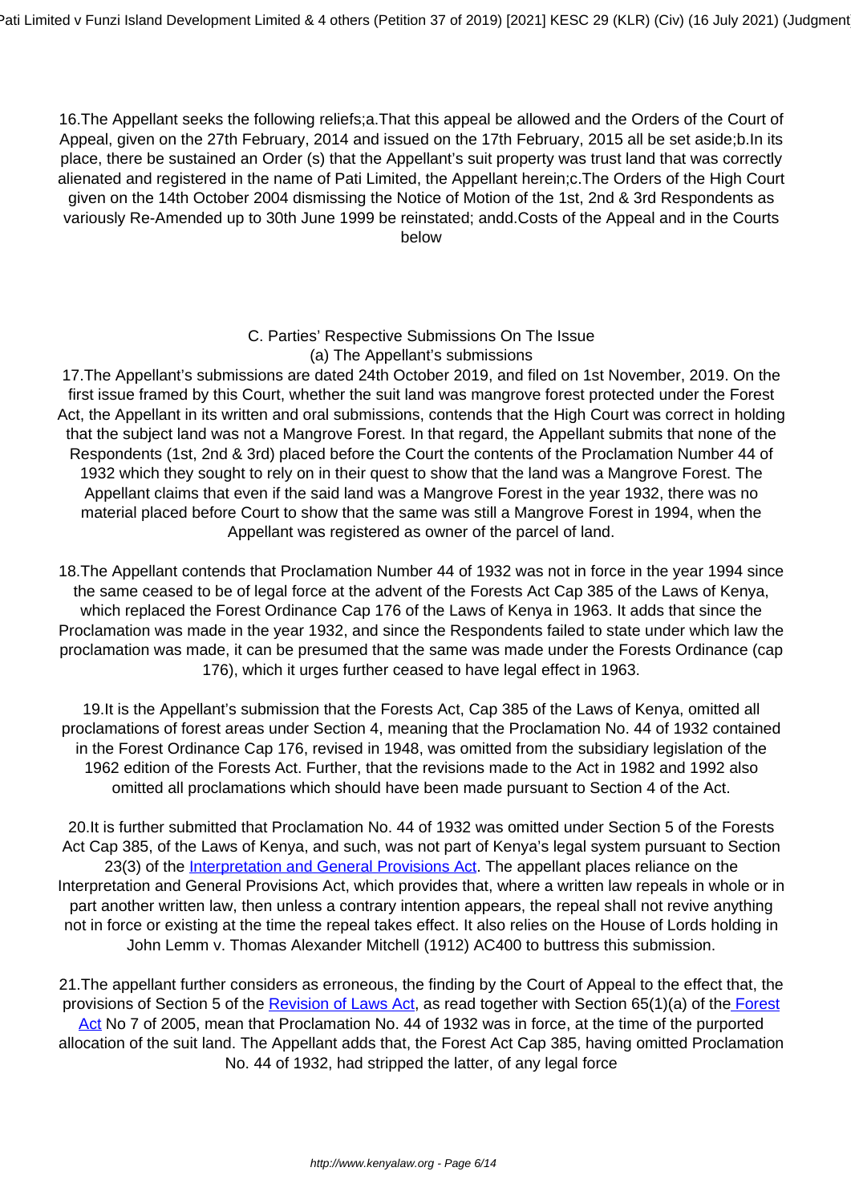16.The Appellant seeks the following reliefs;a.That this appeal be allowed and the Orders of the Court of Appeal, given on the 27th February, 2014 and issued on the 17th February, 2015 all be set aside;b.In its place, there be sustained an Order (s) that the Appellant's suit property was trust land that was correctly alienated and registered in the name of Pati Limited, the Appellant herein;c.The Orders of the High Court given on the 14th October 2004 dismissing the Notice of Motion of the 1st, 2nd & 3rd Respondents as variously Re-Amended up to 30th June 1999 be reinstated; andd.Costs of the Appeal and in the Courts below

C. Parties' Respective Submissions On The Issue

(a) The Appellant's submissions

17.The Appellant's submissions are dated 24th October 2019, and filed on 1st November, 2019. On the first issue framed by this Court, whether the suit land was mangrove forest protected under the Forest Act, the Appellant in its written and oral submissions, contends that the High Court was correct in holding that the subject land was not a Mangrove Forest. In that regard, the Appellant submits that none of the Respondents (1st, 2nd & 3rd) placed before the Court the contents of the Proclamation Number 44 of 1932 which they sought to rely on in their quest to show that the land was a Mangrove Forest. The Appellant claims that even if the said land was a Mangrove Forest in the year 1932, there was no material placed before Court to show that the same was still a Mangrove Forest in 1994, when the Appellant was registered as owner of the parcel of land.

18.The Appellant contends that Proclamation Number 44 of 1932 was not in force in the year 1994 since the same ceased to be of legal force at the advent of the Forests Act Cap 385 of the Laws of Kenya, which replaced the Forest Ordinance Cap 176 of the Laws of Kenya in 1963. It adds that since the Proclamation was made in the year 1932, and since the Respondents failed to state under which law the proclamation was made, it can be presumed that the same was made under the Forests Ordinance (cap 176), which it urges further ceased to have legal effect in 1963.

19.It is the Appellant's submission that the Forests Act, Cap 385 of the Laws of Kenya, omitted all proclamations of forest areas under Section 4, meaning that the Proclamation No. 44 of 1932 contained in the Forest Ordinance Cap 176, revised in 1948, was omitted from the subsidiary legislation of the 1962 edition of the Forests Act. Further, that the revisions made to the Act in 1982 and 1992 also omitted all proclamations which should have been made pursuant to Section 4 of the Act.

20.It is further submitted that Proclamation No. 44 of 1932 was omitted under Section 5 of the Forests Act Cap 385, of the Laws of Kenya, and such, was not part of Kenya's legal system pursuant to Section 23(3) of the Interpretation and General Provisions Act. The appellant places reliance on the Interpretation and General Provisions Act, which provides that, where a written law repeals in whole or in part another written law, then unless a contrary intention appears, the repeal shall not revive anything not in force or existing at the time the repeal takes effect. It also relies on the House of Lords holding in John Lemm v. Thomas Alexander Mitchell (1912) AC400 to buttress this submission.

21.The appellant further considers as erroneous, the finding by the Court of Appeal to the effect that, the provisions of Section 5 of the Revision of Laws Act, as read together with Section 65(1)(a) of the Forest Act No 7 of 2005, mean that Proclamation No. 44 of 1932 was in force, at the time of the purported allocation of the suit land. The Appellant adds that, the Forest Act Cap 385, having omitted Proclamation No. 44 of 1932, had stripped the latter, of any legal force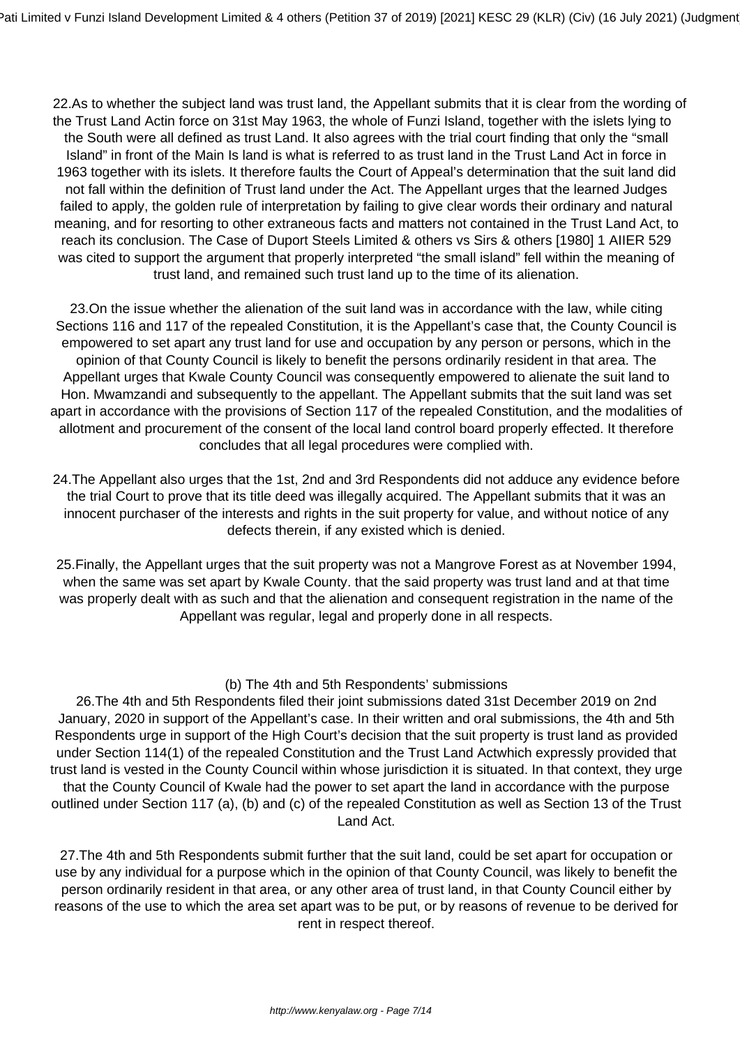22.As to whether the subject land was trust land, the Appellant submits that it is clear from the wording of the Trust Land Actin force on 31st May 1963, the whole of Funzi Island, together with the islets lying to the South were all defined as trust Land. It also agrees with the trial court finding that only the "small Island" in front of the Main Is land is what is referred to as trust land in the Trust Land Act in force in 1963 together with its islets. It therefore faults the Court of Appeal's determination that the suit land did not fall within the definition of Trust land under the Act. The Appellant urges that the learned Judges failed to apply, the golden rule of interpretation by failing to give clear words their ordinary and natural meaning, and for resorting to other extraneous facts and matters not contained in the Trust Land Act, to reach its conclusion. The Case of Duport Steels Limited & others vs Sirs & others [1980] 1 AIIER 529 was cited to support the argument that properly interpreted "the small island" fell within the meaning of trust land, and remained such trust land up to the time of its alienation.

23.On the issue whether the alienation of the suit land was in accordance with the law, while citing Sections 116 and 117 of the repealed Constitution, it is the Appellant's case that, the County Council is empowered to set apart any trust land for use and occupation by any person or persons, which in the opinion of that County Council is likely to benefit the persons ordinarily resident in that area. The Appellant urges that Kwale County Council was consequently empowered to alienate the suit land to Hon. Mwamzandi and subsequently to the appellant. The Appellant submits that the suit land was set apart in accordance with the provisions of Section 117 of the repealed Constitution, and the modalities of allotment and procurement of the consent of the local land control board properly effected. It therefore concludes that all legal procedures were complied with.

24.The Appellant also urges that the 1st, 2nd and 3rd Respondents did not adduce any evidence before the trial Court to prove that its title deed was illegally acquired. The Appellant submits that it was an innocent purchaser of the interests and rights in the suit property for value, and without notice of any defects therein, if any existed which is denied.

25.Finally, the Appellant urges that the suit property was not a Mangrove Forest as at November 1994, when the same was set apart by Kwale County. that the said property was trust land and at that time was properly dealt with as such and that the alienation and consequent registration in the name of the Appellant was regular, legal and properly done in all respects.

(b) The 4th and 5th Respondents' submissions

26.The 4th and 5th Respondents filed their joint submissions dated 31st December 2019 on 2nd January, 2020 in support of the Appellant's case. In their written and oral submissions, the 4th and 5th Respondents urge in support of the High Court's decision that the suit property is trust land as provided under Section 114(1) of the repealed Constitution and the Trust Land Actwhich expressly provided that trust land is vested in the County Council within whose jurisdiction it is situated. In that context, they urge that the County Council of Kwale had the power to set apart the land in accordance with the purpose outlined under Section 117 (a), (b) and (c) of the repealed Constitution as well as Section 13 of the Trust Land Act.

27.The 4th and 5th Respondents submit further that the suit land, could be set apart for occupation or use by any individual for a purpose which in the opinion of that County Council, was likely to benefit the person ordinarily resident in that area, or any other area of trust land, in that County Council either by reasons of the use to which the area set apart was to be put, or by reasons of revenue to be derived for rent in respect thereof.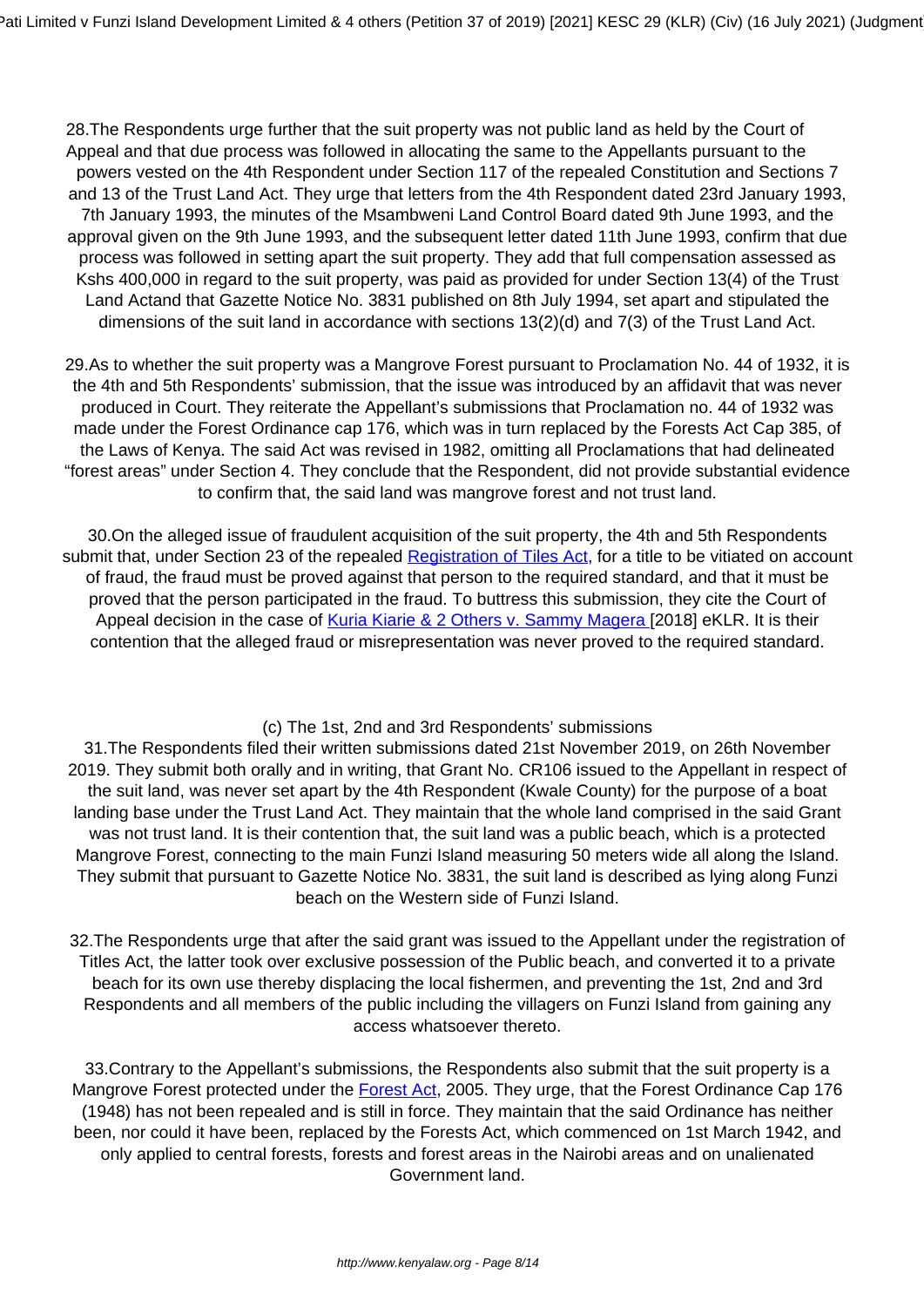28.The Respondents urge further that the suit property was not public land as held by the Court of Appeal and that due process was followed in allocating the same to the Appellants pursuant to the powers vested on the 4th Respondent under Section 117 of the repealed Constitution and Sections 7 and 13 of the Trust Land Act. They urge that letters from the 4th Respondent dated 23rd January 1993, 7th January 1993, the minutes of the Msambweni Land Control Board dated 9th June 1993, and the approval given on the 9th June 1993, and the subsequent letter dated 11th June 1993, confirm that due process was followed in setting apart the suit property. They add that full compensation assessed as Kshs 400,000 in regard to the suit property, was paid as provided for under Section 13(4) of the Trust Land Actand that Gazette Notice No. 3831 published on 8th July 1994, set apart and stipulated the dimensions of the suit land in accordance with sections 13(2)(d) and 7(3) of the Trust Land Act.

29.As to whether the suit property was a Mangrove Forest pursuant to Proclamation No. 44 of 1932, it is the 4th and 5th Respondents' submission, that the issue was introduced by an affidavit that was never produced in Court. They reiterate the Appellant's submissions that Proclamation no. 44 of 1932 was made under the Forest Ordinance cap 176, which was in turn replaced by the Forests Act Cap 385, of the Laws of Kenya. The said Act was revised in 1982, omitting all Proclamations that had delineated "forest areas" under Section 4. They conclude that the Respondent, did not provide substantial evidence to confirm that, the said land was mangrove forest and not trust land.

30.On the alleged issue of fraudulent acquisition of the suit property, the 4th and 5th Respondents submit that, under Section 23 of the repealed Registration of Tiles Act, for a title to be vitiated on account of fraud, the fraud must be proved against that person to the required standard, and that it must be proved that the person participated in the fraud. To buttress this submission, they cite the Court of Appeal decision in the case of Kuria Kiarie & 2 Others v. Sammy Magera [2018] eKLR. It is their contention that the alleged fraud or misrepresentation was never proved to the required standard.

(c) The 1st, 2nd and 3rd Respondents' submissions

31.The Respondents filed their written submissions dated 21st November 2019, on 26th November 2019. They submit both orally and in writing, that Grant No. CR106 issued to the Appellant in respect of the suit land, was never set apart by the 4th Respondent (Kwale County) for the purpose of a boat landing base under the Trust Land Act. They maintain that the whole land comprised in the said Grant was not trust land. It is their contention that, the suit land was a public beach, which is a protected Mangrove Forest, connecting to the main Funzi Island measuring 50 meters wide all along the Island. They submit that pursuant to Gazette Notice No. 3831, the suit land is described as lying along Funzi beach on the Western side of Funzi Island.

32.The Respondents urge that after the said grant was issued to the Appellant under the registration of Titles Act, the latter took over exclusive possession of the Public beach, and converted it to a private beach for its own use thereby displacing the local fishermen, and preventing the 1st, 2nd and 3rd Respondents and all members of the public including the villagers on Funzi Island from gaining any access whatsoever thereto.

33.Contrary to the Appellant's submissions, the Respondents also submit that the suit property is a Mangrove Forest protected under the Forest Act, 2005. They urge, that the Forest Ordinance Cap 176 (1948) has not been repealed and is still in force. They maintain that the said Ordinance has neither been, nor could it have been, replaced by the Forests Act, which commenced on 1st March 1942, and only applied to central forests, forests and forest areas in the Nairobi areas and on unalienated Government land.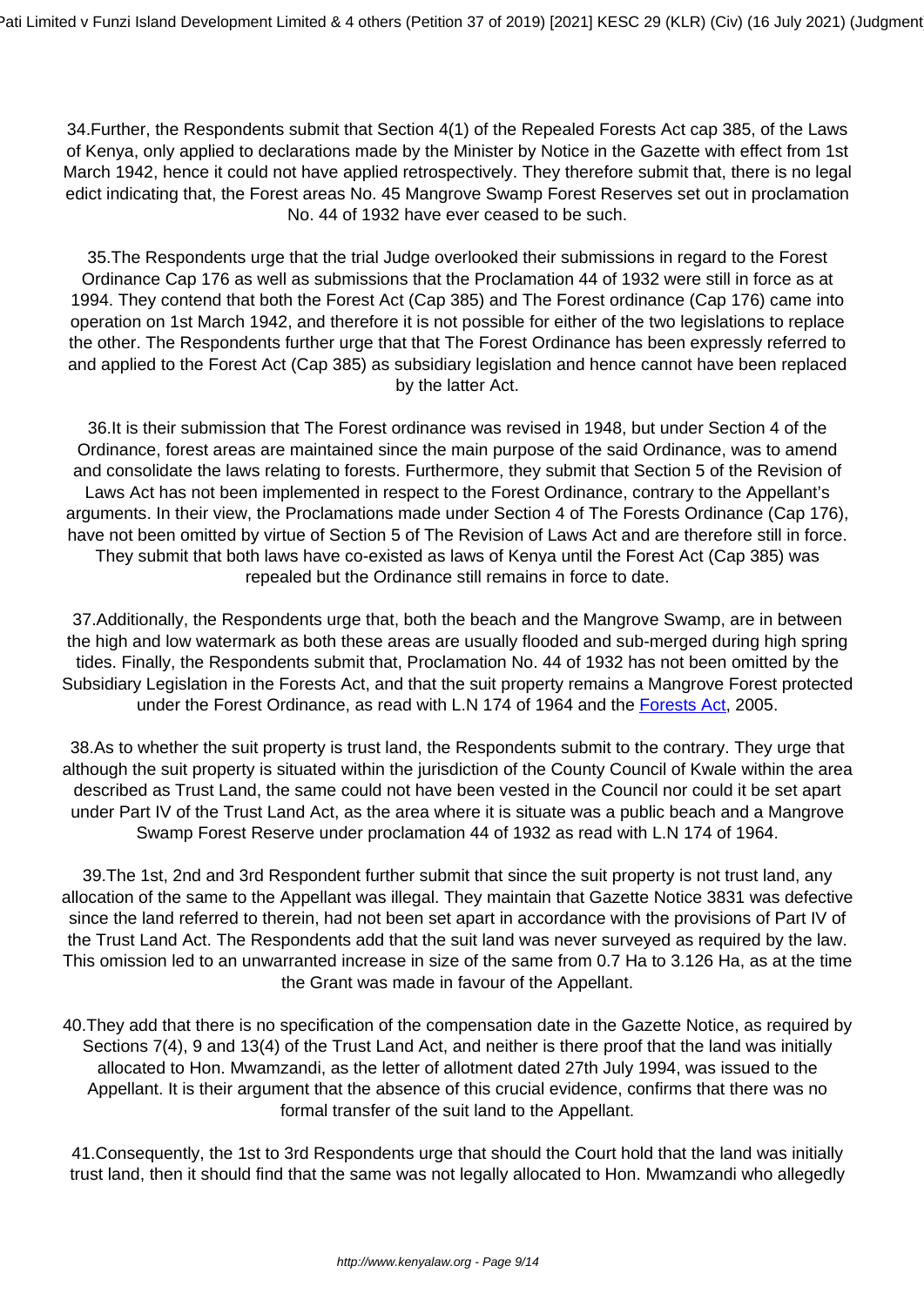34.Further, the Respondents submit that Section 4(1) of the Repealed Forests Act cap 385, of the Laws of Kenya, only applied to declarations made by the Minister by Notice in the Gazette with effect from 1st March 1942, hence it could not have applied retrospectively. They therefore submit that, there is no legal edict indicating that, the Forest areas No. 45 Mangrove Swamp Forest Reserves set out in proclamation No. 44 of 1932 have ever ceased to be such.

35.The Respondents urge that the trial Judge overlooked their submissions in regard to the Forest Ordinance Cap 176 as well as submissions that the Proclamation 44 of 1932 were still in force as at 1994. They contend that both the Forest Act (Cap 385) and The Forest ordinance (Cap 176) came into operation on 1st March 1942, and therefore it is not possible for either of the two legislations to replace the other. The Respondents further urge that that The Forest Ordinance has been expressly referred to and applied to the Forest Act (Cap 385) as subsidiary legislation and hence cannot have been replaced by the latter Act.

36.It is their submission that The Forest ordinance was revised in 1948, but under Section 4 of the Ordinance, forest areas are maintained since the main purpose of the said Ordinance, was to amend and consolidate the laws relating to forests. Furthermore, they submit that Section 5 of the Revision of Laws Act has not been implemented in respect to the Forest Ordinance, contrary to the Appellant's arguments. In their view, the Proclamations made under Section 4 of The Forests Ordinance (Cap 176), have not been omitted by virtue of Section 5 of The Revision of Laws Act and are therefore still in force. They submit that both laws have co-existed as laws of Kenya until the Forest Act (Cap 385) was repealed but the Ordinance still remains in force to date.

37.Additionally, the Respondents urge that, both the beach and the Mangrove Swamp, are in between the high and low watermark as both these areas are usually flooded and sub-merged during high spring tides. Finally, the Respondents submit that, Proclamation No. 44 of 1932 has not been omitted by the Subsidiary Legislation in the Forests Act, and that the suit property remains a Mangrove Forest protected under the Forest Ordinance, as read with L.N 174 of 1964 and the Forests Act, 2005.

38.As to whether the suit property is trust land, the Respondents submit to the contrary. They urge that although the suit property is situated within the jurisdiction of the County Council of Kwale within the area described as Trust Land, the same could not have been vested in the Council nor could it be set apart under Part IV of the Trust Land Act, as the area where it is situate was a public beach and a Mangrove Swamp Forest Reserve under proclamation 44 of 1932 as read with L.N 174 of 1964.

39.The 1st, 2nd and 3rd Respondent further submit that since the suit property is not trust land, any allocation of the same to the Appellant was illegal. They maintain that Gazette Notice 3831 was defective since the land referred to therein, had not been set apart in accordance with the provisions of Part IV of the Trust Land Act. The Respondents add that the suit land was never surveyed as required by the law. This omission led to an unwarranted increase in size of the same from 0.7 Ha to 3.126 Ha, as at the time the Grant was made in favour of the Appellant.

40.They add that there is no specification of the compensation date in the Gazette Notice, as required by Sections 7(4), 9 and 13(4) of the Trust Land Act, and neither is there proof that the land was initially allocated to Hon. Mwamzandi, as the letter of allotment dated 27th July 1994, was issued to the Appellant. It is their argument that the absence of this crucial evidence, confirms that there was no formal transfer of the suit land to the Appellant.

41.Consequently, the 1st to 3rd Respondents urge that should the Court hold that the land was initially trust land, then it should find that the same was not legally allocated to Hon. Mwamzandi who allegedly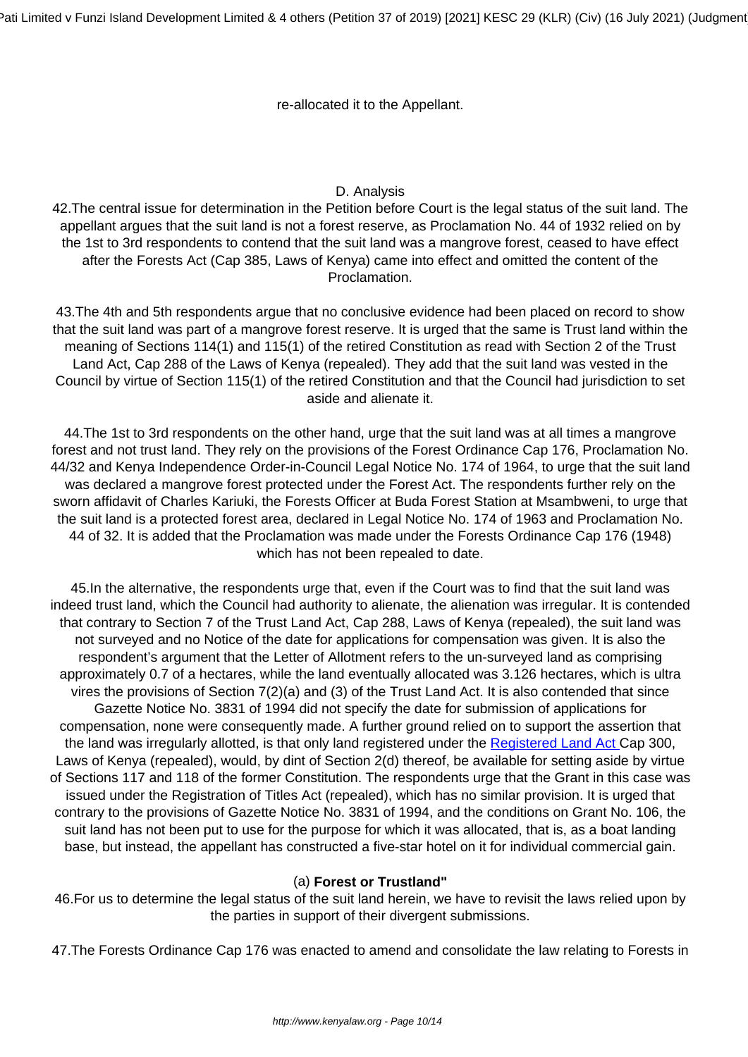re-allocated it to the Appellant.

D. Analysis

42.The central issue for determination in the Petition before Court is the legal status of the suit land. The appellant argues that the suit land is not a forest reserve, as Proclamation No. 44 of 1932 relied on by the 1st to 3rd respondents to contend that the suit land was a mangrove forest, ceased to have effect after the Forests Act (Cap 385, Laws of Kenya) came into effect and omitted the content of the Proclamation.

43.The 4th and 5th respondents argue that no conclusive evidence had been placed on record to show that the suit land was part of a mangrove forest reserve. It is urged that the same is Trust land within the meaning of Sections 114(1) and 115(1) of the retired Constitution as read with Section 2 of the Trust Land Act, Cap 288 of the Laws of Kenya (repealed). They add that the suit land was vested in the Council by virtue of Section 115(1) of the retired Constitution and that the Council had jurisdiction to set aside and alienate it.

44.The 1st to 3rd respondents on the other hand, urge that the suit land was at all times a mangrove forest and not trust land. They rely on the provisions of the Forest Ordinance Cap 176, Proclamation No. 44/32 and Kenya Independence Order-in-Council Legal Notice No. 174 of 1964, to urge that the suit land was declared a mangrove forest protected under the Forest Act. The respondents further rely on the sworn affidavit of Charles Kariuki, the Forests Officer at Buda Forest Station at Msambweni, to urge that the suit land is a protected forest area, declared in Legal Notice No. 174 of 1963 and Proclamation No. 44 of 32. It is added that the Proclamation was made under the Forests Ordinance Cap 176 (1948) which has not been repealed to date.

45.In the alternative, the respondents urge that, even if the Court was to find that the suit land was indeed trust land, which the Council had authority to alienate, the alienation was irregular. It is contended that contrary to Section 7 of the Trust Land Act, Cap 288, Laws of Kenya (repealed), the suit land was not surveyed and no Notice of the date for applications for compensation was given. It is also the respondent's argument that the Letter of Allotment refers to the un-surveyed land as comprising approximately 0.7 of a hectares, while the land eventually allocated was 3.126 hectares, which is ultra vires the provisions of Section 7(2)(a) and (3) of the Trust Land Act. It is also contended that since Gazette Notice No. 3831 of 1994 did not specify the date for submission of applications for compensation, none were consequently made. A further ground relied on to support the assertion that the land was irregularly allotted, is that only land registered under the Registered Land Act Cap 300, Laws of Kenya (repealed), would, by dint of Section 2(d) thereof, be available for setting aside by virtue of Sections 117 and 118 of the former Constitution. The respondents urge that the Grant in this case was issued under the Registration of Titles Act (repealed), which has no similar provision. It is urged that contrary to the provisions of Gazette Notice No. 3831 of 1994, and the conditions on Grant No. 106, the suit land has not been put to use for the purpose for which it was allocated, that is, as a boat landing base, but instead, the appellant has constructed a five-star hotel on it for individual commercial gain.

(a) **Forest or Trustland"**

46.For us to determine the legal status of the suit land herein, we have to revisit the laws relied upon by the parties in support of their divergent submissions.

47.The Forests Ordinance Cap 176 was enacted to amend and consolidate the law relating to Forests in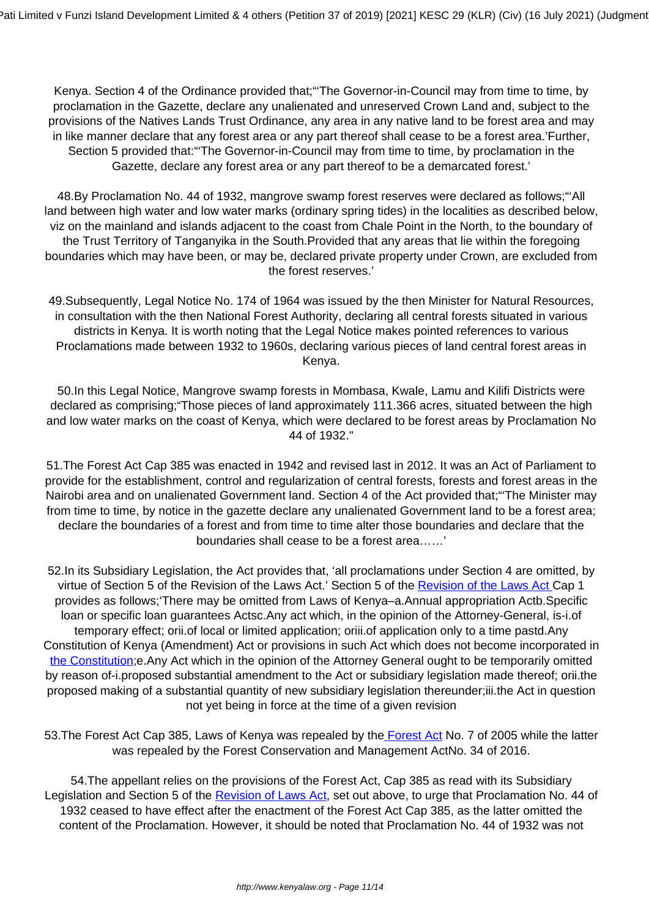Kenya. Section 4 of the Ordinance provided that;"'The Governor-in-Council may from time to time, by proclamation in the Gazette, declare any unalienated and unreserved Crown Land and, subject to the provisions of the Natives Lands Trust Ordinance, any area in any native land to be forest area and may in like manner declare that any forest area or any part thereof shall cease to be a forest area.'Further, Section 5 provided that:"'The Governor-in-Council may from time to time, by proclamation in the Gazette, declare any forest area or any part thereof to be a demarcated forest.'

48.By Proclamation No. 44 of 1932, mangrove swamp forest reserves were declared as follows;"'All land between high water and low water marks (ordinary spring tides) in the localities as described below, viz on the mainland and islands adjacent to the coast from Chale Point in the North, to the boundary of the Trust Territory of Tanganyika in the South.Provided that any areas that lie within the foregoing boundaries which may have been, or may be, declared private property under Crown, are excluded from the forest reserves.'

49.Subsequently, Legal Notice No. 174 of 1964 was issued by the then Minister for Natural Resources, in consultation with the then National Forest Authority, declaring all central forests situated in various districts in Kenya. It is worth noting that the Legal Notice makes pointed references to various Proclamations made between 1932 to 1960s, declaring various pieces of land central forest areas in Kenya.

50.In this Legal Notice, Mangrove swamp forests in Mombasa, Kwale, Lamu and Kilifi Districts were declared as comprising;"Those pieces of land approximately 111.366 acres, situated between the high and low water marks on the coast of Kenya, which were declared to be forest areas by Proclamation No 44 of 1932."

51.The Forest Act Cap 385 was enacted in 1942 and revised last in 2012. It was an Act of Parliament to provide for the establishment, control and regularization of central forests, forests and forest areas in the Nairobi area and on unalienated Government land. Section 4 of the Act provided that;"'The Minister may from time to time, by notice in the gazette declare any unalienated Government land to be a forest area; declare the boundaries of a forest and from time to time alter those boundaries and declare that the boundaries shall cease to be a forest area……'

52.In its Subsidiary Legislation, the Act provides that, 'all proclamations under Section 4 are omitted, by virtue of Section 5 of the Revision of the Laws Act.' Section 5 of the Revision of the Laws Act Cap 1 provides as follows;'There may be omitted from Laws of Kenya–a.Annual appropriation Actb.Specific loan or specific loan guarantees Actsc.Any act which, in the opinion of the Attorney-General, is-i.of temporary effect; orii.of local or limited application; oriii.of application only to a time pastd.Any Constitution of Kenya (Amendment) Act or provisions in such Act which does not become incorporated in the Constitution;e.Any Act which in the opinion of the Attorney General ought to be temporarily omitted by reason of-i.proposed substantial amendment to the Act or subsidiary legislation made thereof; orii.the proposed making of a substantial quantity of new subsidiary legislation thereunder;iii.the Act in question not yet being in force at the time of a given revision

53.The Forest Act Cap 385, Laws of Kenya was repealed by the Forest Act No. 7 of 2005 while the latter was repealed by the Forest Conservation and Management ActNo. 34 of 2016.

54.The appellant relies on the provisions of the Forest Act, Cap 385 as read with its Subsidiary Legislation and Section 5 of the Revision of Laws Act, set out above, to urge that Proclamation No. 44 of 1932 ceased to have effect after the enactment of the Forest Act Cap 385, as the latter omitted the content of the Proclamation. However, it should be noted that Proclamation No. 44 of 1932 was not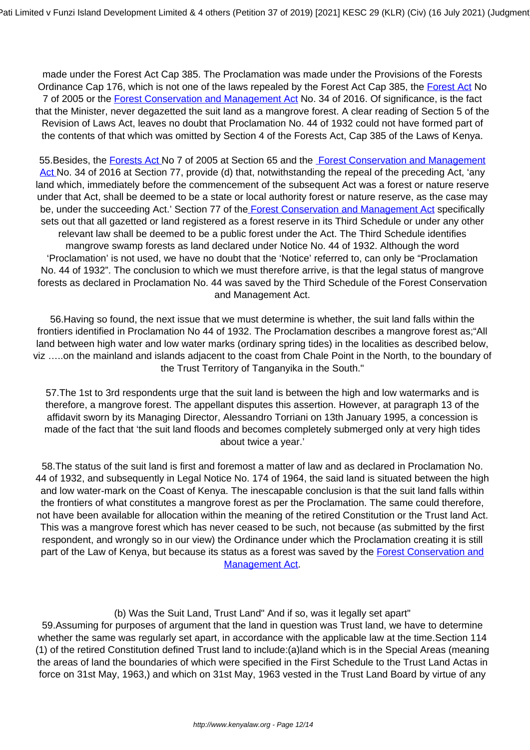made under the Forest Act Cap 385. The Proclamation was made under the Provisions of the Forests Ordinance Cap 176, which is not one of the laws repealed by the Forest Act Cap 385, the Forest Act No 7 of 2005 or the Forest Conservation and Management Act No. 34 of 2016. Of significance, is the fact that the Minister, never degazetted the suit land as a mangrove forest. A clear reading of Section 5 of the Revision of Laws Act, leaves no doubt that Proclamation No. 44 of 1932 could not have formed part of the contents of that which was omitted by Section 4 of the Forests Act, Cap 385 of the Laws of Kenya.

55.Besides, the Forests Act No 7 of 2005 at Section 65 and the Forest Conservation and Management Act No. 34 of 2016 at Section 77, provide (d) that, notwithstanding the repeal of the preceding Act, 'any land which, immediately before the commencement of the subsequent Act was a forest or nature reserve under that Act, shall be deemed to be a state or local authority forest or nature reserve, as the case may be, under the succeeding Act.' Section 77 of the Forest Conservation and Management Act specifically sets out that all gazetted or land registered as a forest reserve in its Third Schedule or under any other relevant law shall be deemed to be a public forest under the Act. The Third Schedule identifies mangrove swamp forests as land declared under Notice No. 44 of 1932. Although the word 'Proclamation' is not used, we have no doubt that the 'Notice' referred to, can only be "Proclamation No. 44 of 1932". The conclusion to which we must therefore arrive, is that the legal status of mangrove forests as declared in Proclamation No. 44 was saved by the Third Schedule of the Forest Conservation and Management Act.

56.Having so found, the next issue that we must determine is whether, the suit land falls within the frontiers identified in Proclamation No 44 of 1932. The Proclamation describes a mangrove forest as;"All land between high water and low water marks (ordinary spring tides) in the localities as described below, viz …..on the mainland and islands adjacent to the coast from Chale Point in the North, to the boundary of the Trust Territory of Tanganyika in the South."

57.The 1st to 3rd respondents urge that the suit land is between the high and low watermarks and is therefore, a mangrove forest. The appellant disputes this assertion. However, at paragraph 13 of the affidavit sworn by its Managing Director, Alessandro Torriani on 13th January 1995, a concession is made of the fact that 'the suit land floods and becomes completely submerged only at very high tides about twice a year.'

58.The status of the suit land is first and foremost a matter of law and as declared in Proclamation No. 44 of 1932, and subsequently in Legal Notice No. 174 of 1964, the said land is situated between the high and low water-mark on the Coast of Kenya. The inescapable conclusion is that the suit land falls within the frontiers of what constitutes a mangrove forest as per the Proclamation. The same could therefore, not have been available for allocation within the meaning of the retired Constitution or the Trust land Act. This was a mangrove forest which has never ceased to be such, not because (as submitted by the first respondent, and wrongly so in our view) the Ordinance under which the Proclamation creating it is still part of the Law of Kenya, but because its status as a forest was saved by the Forest Conservation and Management Act.

(b) Was the Suit Land, Trust Land" And if so, was it legally set apart"

59.Assuming for purposes of argument that the land in question was Trust land, we have to determine whether the same was regularly set apart, in accordance with the applicable law at the time.Section 114 (1) of the retired Constitution defined Trust land to include:(a)land which is in the Special Areas (meaning the areas of land the boundaries of which were specified in the First Schedule to the Trust Land Actas in force on 31st May, 1963,) and which on 31st May, 1963 vested in the Trust Land Board by virtue of any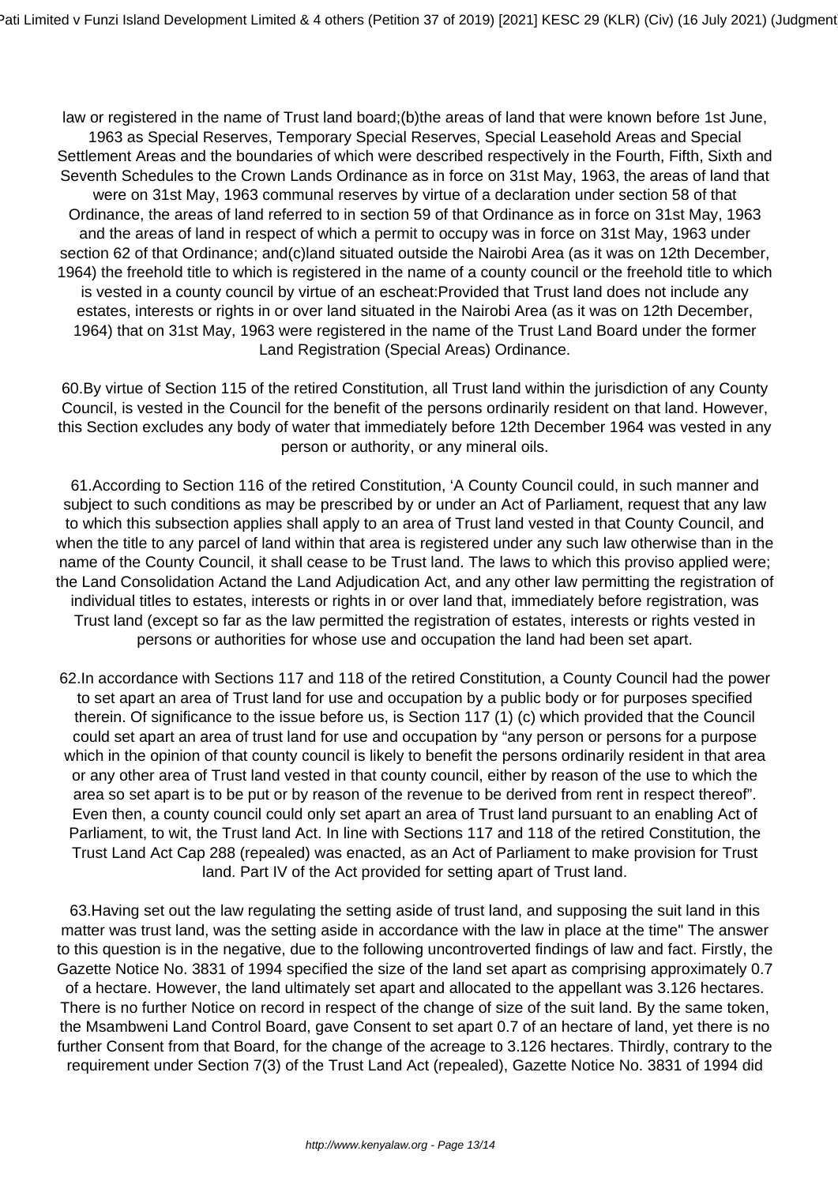law or registered in the name of Trust land board;(b)the areas of land that were known before 1st June, 1963 as Special Reserves, Temporary Special Reserves, Special Leasehold Areas and Special Settlement Areas and the boundaries of which were described respectively in the Fourth, Fifth, Sixth and Seventh Schedules to the Crown Lands Ordinance as in force on 31st May, 1963, the areas of land that were on 31st May, 1963 communal reserves by virtue of a declaration under section 58 of that Ordinance, the areas of land referred to in section 59 of that Ordinance as in force on 31st May, 1963 and the areas of land in respect of which a permit to occupy was in force on 31st May, 1963 under section 62 of that Ordinance; and(c)land situated outside the Nairobi Area (as it was on 12th December, 1964) the freehold title to which is registered in the name of a county council or the freehold title to which is vested in a county council by virtue of an escheat:Provided that Trust land does not include any estates, interests or rights in or over land situated in the Nairobi Area (as it was on 12th December, 1964) that on 31st May, 1963 were registered in the name of the Trust Land Board under the former Land Registration (Special Areas) Ordinance.

60.By virtue of Section 115 of the retired Constitution, all Trust land within the jurisdiction of any County Council, is vested in the Council for the benefit of the persons ordinarily resident on that land. However, this Section excludes any body of water that immediately before 12th December 1964 was vested in any person or authority, or any mineral oils.

61.According to Section 116 of the retired Constitution, 'A County Council could, in such manner and subject to such conditions as may be prescribed by or under an Act of Parliament, request that any law to which this subsection applies shall apply to an area of Trust land vested in that County Council, and when the title to any parcel of land within that area is registered under any such law otherwise than in the name of the County Council, it shall cease to be Trust land. The laws to which this proviso applied were; the Land Consolidation Actand the Land Adjudication Act, and any other law permitting the registration of individual titles to estates, interests or rights in or over land that, immediately before registration, was Trust land (except so far as the law permitted the registration of estates, interests or rights vested in persons or authorities for whose use and occupation the land had been set apart.

62.In accordance with Sections 117 and 118 of the retired Constitution, a County Council had the power to set apart an area of Trust land for use and occupation by a public body or for purposes specified therein. Of significance to the issue before us, is Section 117 (1) (c) which provided that the Council could set apart an area of trust land for use and occupation by "any person or persons for a purpose which in the opinion of that county council is likely to benefit the persons ordinarily resident in that area or any other area of Trust land vested in that county council, either by reason of the use to which the area so set apart is to be put or by reason of the revenue to be derived from rent in respect thereof". Even then, a county council could only set apart an area of Trust land pursuant to an enabling Act of Parliament, to wit, the Trust land Act. In line with Sections 117 and 118 of the retired Constitution, the Trust Land Act Cap 288 (repealed) was enacted, as an Act of Parliament to make provision for Trust land. Part IV of the Act provided for setting apart of Trust land.

63.Having set out the law regulating the setting aside of trust land, and supposing the suit land in this matter was trust land, was the setting aside in accordance with the law in place at the time" The answer to this question is in the negative, due to the following uncontroverted findings of law and fact. Firstly, the Gazette Notice No. 3831 of 1994 specified the size of the land set apart as comprising approximately 0.7 of a hectare. However, the land ultimately set apart and allocated to the appellant was 3.126 hectares. There is no further Notice on record in respect of the change of size of the suit land. By the same token, the Msambweni Land Control Board, gave Consent to set apart 0.7 of an hectare of land, yet there is no further Consent from that Board, for the change of the acreage to 3.126 hectares. Thirdly, contrary to the requirement under Section 7(3) of the Trust Land Act (repealed), Gazette Notice No. 3831 of 1994 did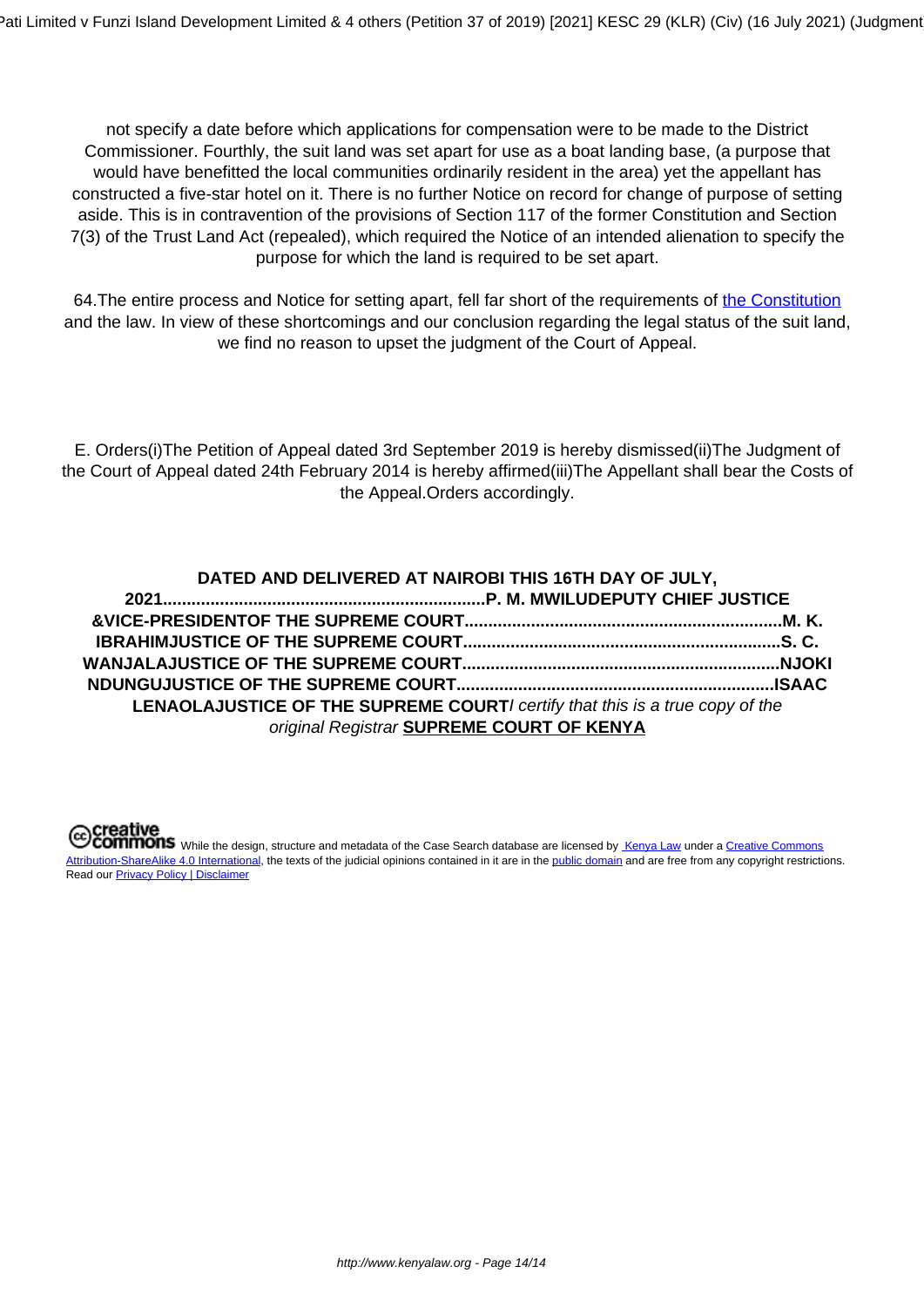not specify a date before which applications for compensation were to be made to the District Commissioner. Fourthly, the suit land was set apart for use as a boat landing base, (a purpose that would have benefitted the local communities ordinarily resident in the area) yet the appellant has constructed a five-star hotel on it. There is no further Notice on record for change of purpose of setting aside. This is in contravention of the provisions of Section 117 of the former Constitution and Section 7(3) of the Trust Land Act (repealed), which required the Notice of an intended alienation to specify the purpose for which the land is required to be set apart.

64.The entire process and Notice for setting apart, fell far short of the requirements of the Constitution and the law. In view of these shortcomings and our conclusion regarding the legal status of the suit land, we find no reason to upset the judgment of the Court of Appeal.

E. Orders(i)The Petition of Appeal dated 3rd September 2019 is hereby dismissed(ii)The Judgment of the Court of Appeal dated 24th February 2014 is hereby affirmed(iii)The Appellant shall bear the Costs of the Appeal.Orders accordingly.

**DATED AND DELIVERED AT NAIROBI THIS 16TH DAY OF JULY, 2021...................................................................P. M. MWILUDEPUTY CHIEF JUSTICE &VICE-PRESIDENTOF THE SUPREME COURT..................................................................M. K. IBRAHIMJUSTICE OF THE SUPREME COURT..................................................................S. C. WANJALAJUSTICE OF THE SUPREME COURT..................................................................NJOKI NDUNGUJUSTICE OF THE SUPREME COURT..................................................................ISAAC LENAOLAJUSTICE OF THE SUPREME COURT**I *certify that this is a true copy of the original Registrar* **SUPREME COURT OF KENYA**

While the design, structure and metadata of the Case Search database are licensed by Kenya Law under a Creative Commons Attribution-ShareAlike 4.0 International, the texts of the judicial opinions contained in it are in the public domain and are free from any copyright restrictions. Read our Privacy Policy | Disclaimer